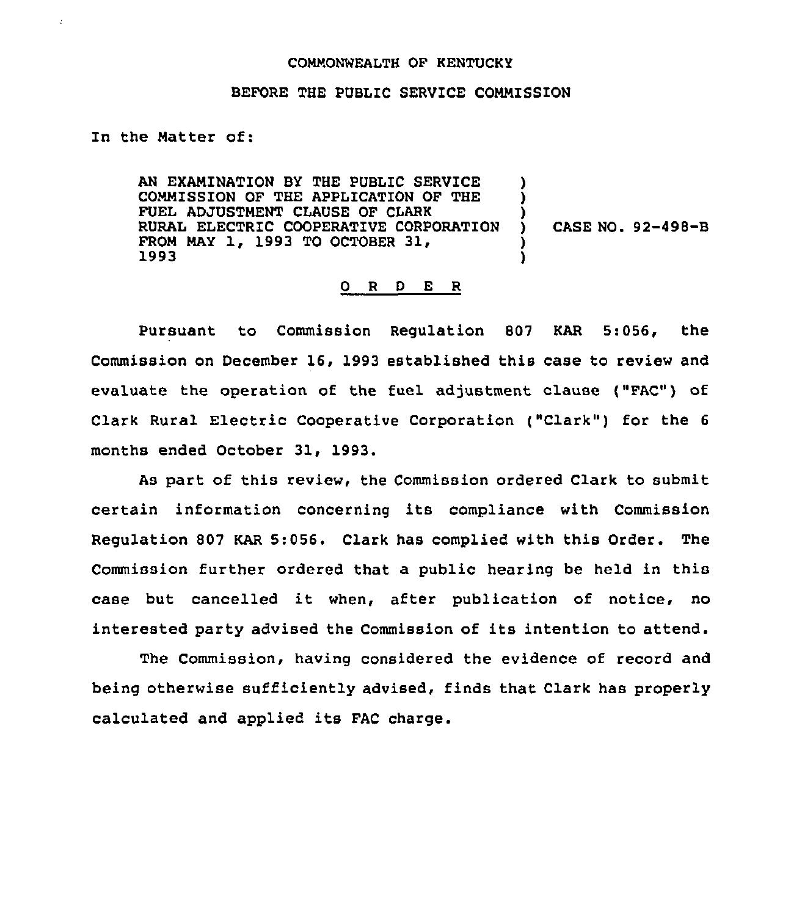COMMONWEALTH OF KENTUCKY

BEFORE THE PUBLIC SERVICE COMMISSION

In the Matter of:

| | | |
|---|---|---|
| AN EXAMINATION BY THE PUBLIC SERVICE COMMISSION OF THE APPLICATION OF THE FUEL ADJUSTMENT CLAUSE OF CLARK RURAL ELECTRIC COOPERATIVE CORPORATION FROM MAY 1, 1993 TO OCTOBER 31, 1993 | ) | CASE NO. 92-498-B |

O R D E R

Pursuant to Commission Regulation 807 KAR 5:056, the Commission on December 16, 1993 established this case to review and evaluate the operation of the fuel adjustment clause ("FAC") of Clark Rural Electric Cooperative Corporation ("Clark") for the 6 months ended October 31, 1993.

As part of this review, the Commission ordered Clark to submit certain information concerning its compliance with Commission Regulation 807 KAR 5:056. Clark has complied with this Order. The Commission further ordered that a public hearing be held in this case but cancelled it when, after publication of notice, no interested party advised the Commission of its intention to attend.

The Commission, having considered the evidence of record and being otherwise sufficiently advised, finds that Clark has properly calculated and applied its FAC charge.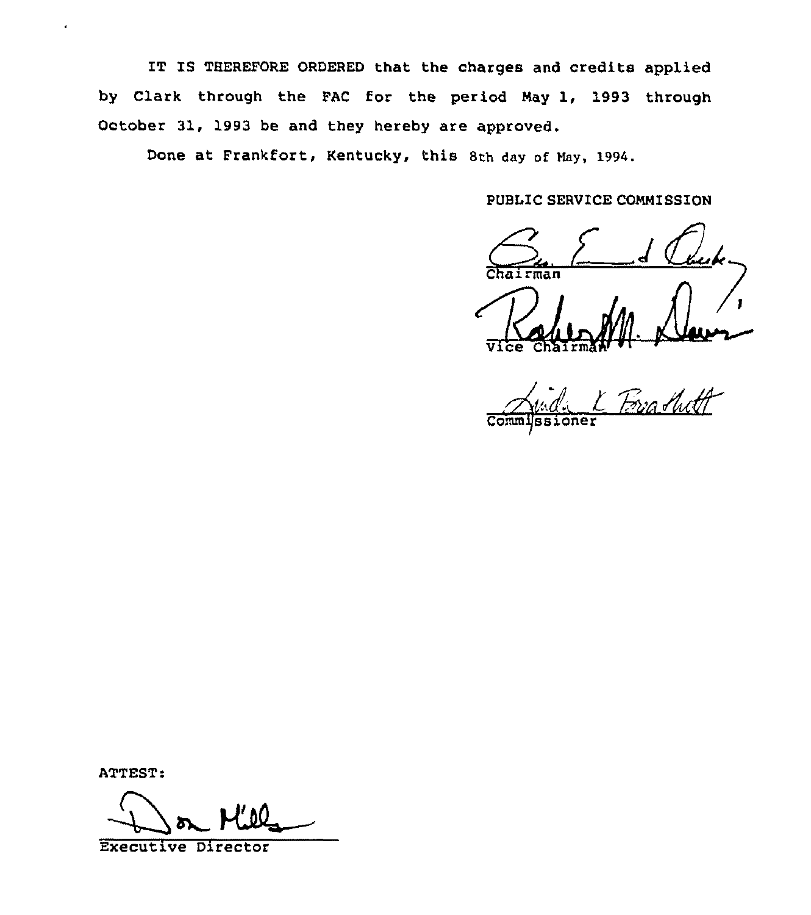IT IS THEREFORE ORDERED that the charges and credits applied by Clark through the FAC for the period May 1, 1993 through October 31, 1993 be and they hereby are approved.

Done at Frankfort, Kentucky, this 8th day of May, 1994.

PUBLIC SERVICE COMMISSION

Chairman

Vice Chairman

Commissioner

ATTEST:

Executive Director